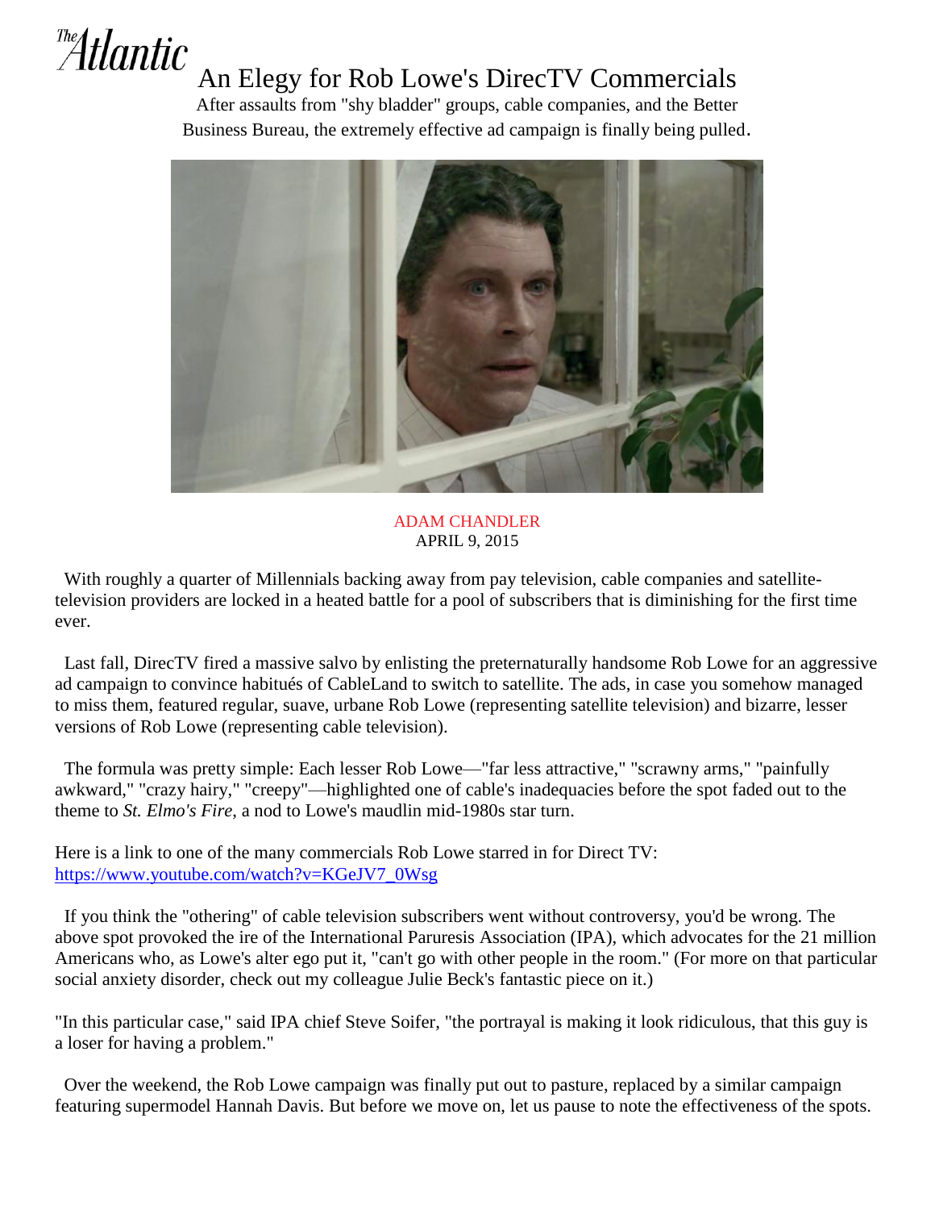The Atlantic

# An Elegy for Rob Lowe's DirecTV Commercials

After assaults from "shy bladder" groups, cable companies, and the Better Business Bureau, the extremely effective ad campaign is finally being pulled.

ADAM CHANDLER
APRIL 9, 2015

With roughly a quarter of Millennials backing away from pay television, cable companies and satellite-television providers are locked in a heated battle for a pool of subscribers that is diminishing for the first time ever.

Last fall, DirecTV fired a massive salvo by enlisting the preternaturally handsome Rob Lowe for an aggressive ad campaign to convince habitués of CableLand to switch to satellite. The ads, in case you somehow managed to miss them, featured regular, suave, urbane Rob Lowe (representing satellite television) and bizarre, lesser versions of Rob Lowe (representing cable television).

The formula was pretty simple: Each lesser Rob Lowe—"far less attractive," "scrawny arms," "painfully awkward," "crazy hairy," "creepy"—highlighted one of cable's inadequacies before the spot faded out to the theme to *St. Elmo's Fire*, a nod to Lowe's maudlin mid-1980s star turn.

Here is a link to one of the many commercials Rob Lowe starred in for Direct TV: [https://www.youtube.com/watch?v=KGeJV7_0Wsg](https://www.youtube.com/watch?v=KGeJV7_0Wsg)

If you think the "othering" of cable television subscribers went without controversy, you'd be wrong. The above spot provoked the ire of the International Paruresis Association (IPA), which advocates for the 21 million Americans who, as Lowe's alter ego put it, "can't go with other people in the room." (For more on that particular social anxiety disorder, check out my colleague Julie Beck's fantastic piece on it.)

"In this particular case," said IPA chief Steve Soifer, "the portrayal is making it look ridiculous, that this guy is a loser for having a problem."

Over the weekend, the Rob Lowe campaign was finally put out to pasture, replaced by a similar campaign featuring supermodel Hannah Davis. But before we move on, let us pause to note the effectiveness of the spots.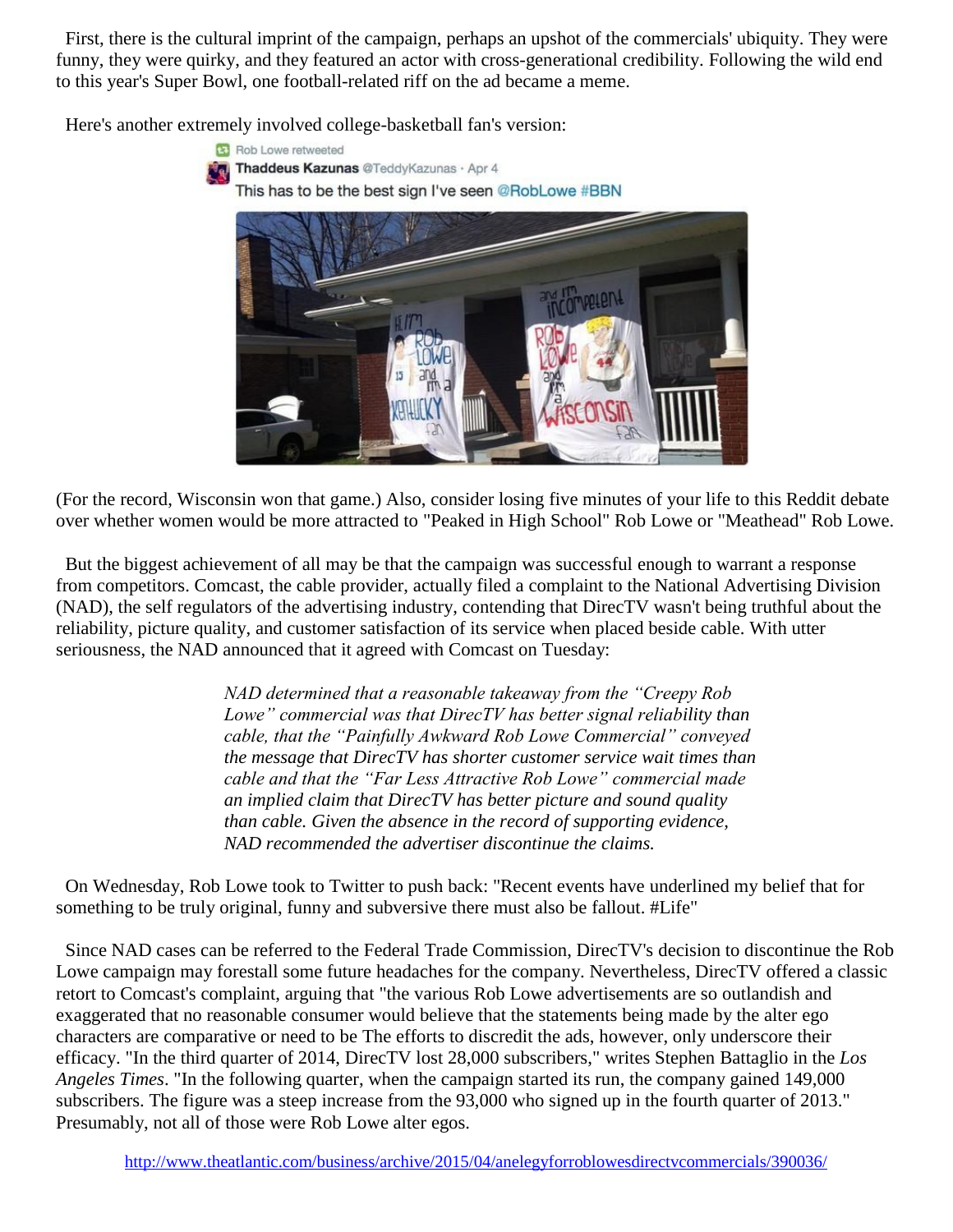First, there is the cultural imprint of the campaign, perhaps an upshot of the commercials' ubiquity. They were funny, they were quirky, and they featured an actor with cross-generational credibility. Following the wild end to this year's Super Bowl, one football-related riff on the ad became a meme.

Here's another extremely involved college-basketball fan's version:

Rob Lowe retweeted
**Thaddeus Kazunas** @TeddyKazunas · Apr 4
This has to be the best sign I've seen @RobLowe #BBN

(For the record, Wisconsin won that game.) Also, consider losing five minutes of your life to this Reddit debate over whether women would be more attracted to "Peaked in High School" Rob Lowe or "Meathead" Rob Lowe.

But the biggest achievement of all may be that the campaign was successful enough to warrant a response from competitors. Comcast, the cable provider, actually filed a complaint to the National Advertising Division (NAD), the self regulators of the advertising industry, contending that DirecTV wasn't being truthful about the reliability, picture quality, and customer satisfaction of its service when placed beside cable. With utter seriousness, the NAD announced that it agreed with Comcast on Tuesday:

> *NAD determined that a reasonable takeaway from the "Creepy Rob Lowe" commercial was that DirecTV has better signal reliability than cable, that the "Painfully Awkward Rob Lowe Commercial" conveyed the message that DirecTV has shorter customer service wait times than cable and that the "Far Less Attractive Rob Lowe" commercial made an implied claim that DirecTV has better picture and sound quality than cable. Given the absence in the record of supporting evidence, NAD recommended the advertiser discontinue the claims.*

On Wednesday, Rob Lowe took to Twitter to push back: "Recent events have underlined my belief that for something to be truly original, funny and subversive there must also be fallout. #Life"

Since NAD cases can be referred to the Federal Trade Commission, DirecTV's decision to discontinue the Rob Lowe campaign may forestall some future headaches for the company. Nevertheless, DirecTV offered a classic retort to Comcast's complaint, arguing that "the various Rob Lowe advertisements are so outlandish and exaggerated that no reasonable consumer would believe that the statements being made by the alter ego characters are comparative or need to be The efforts to discredit the ads, however, only underscore their efficacy. "In the third quarter of 2014, DirecTV lost 28,000 subscribers," writes Stephen Battaglio in the *Los Angeles Times*. "In the following quarter, when the campaign started its run, the company gained 149,000 subscribers. The figure was a steep increase from the 93,000 who signed up in the fourth quarter of 2013." Presumably, not all of those were Rob Lowe alter egos.

http://www.theatlantic.com/business/archive/2015/04/anelegyforroblowesdirectvcommercials/390036/